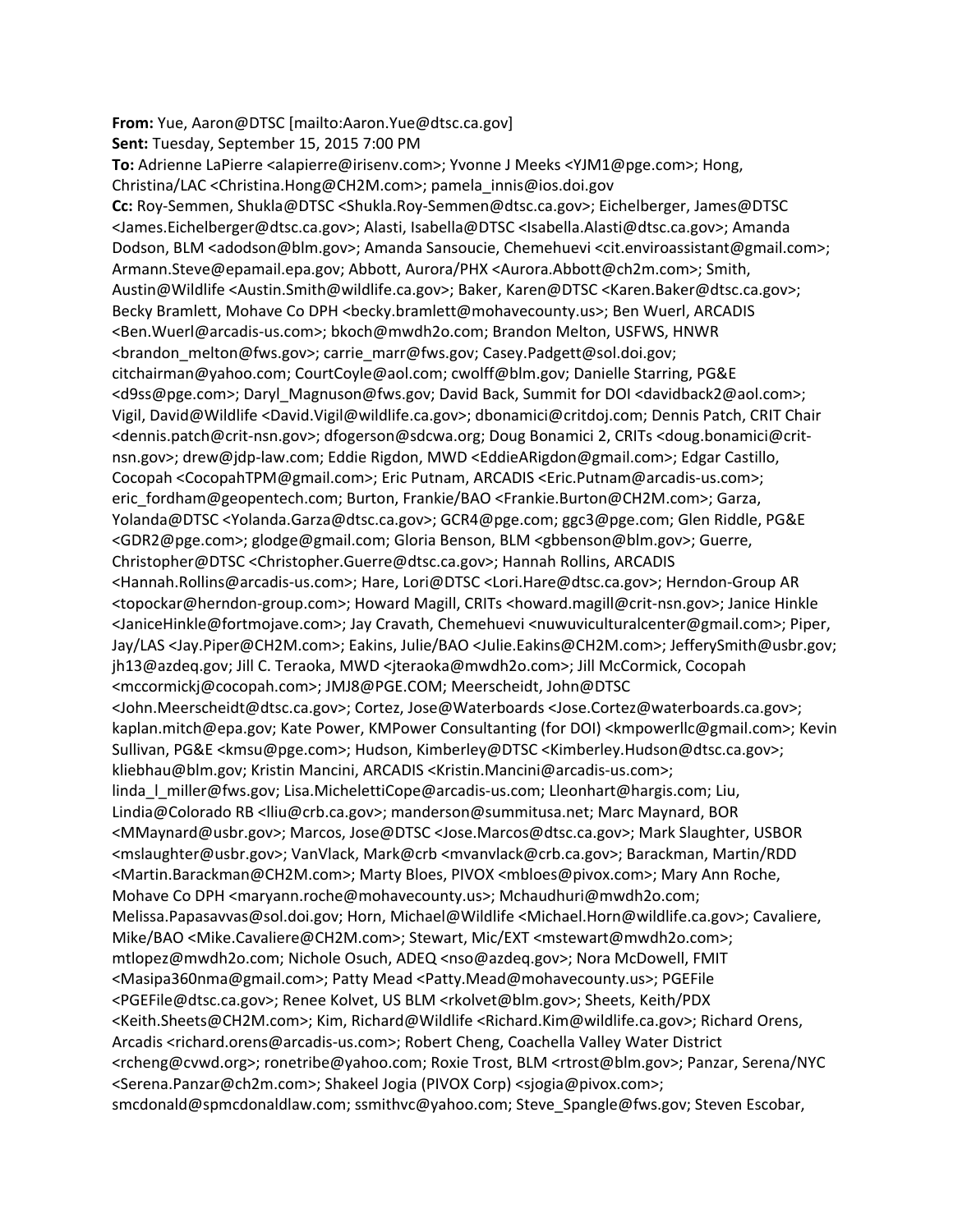**From:** Yue, Aaron@DTSC [mailto:Aaron.Yue@dtsc.ca.gov]
**Sent:** Tuesday, September 15, 2015 7:00 PM
**To:** Adrienne LaPierre <alapierre@irisenv.com>; Yvonne J Meeks <YJM1@pge.com>; Hong, Christina/LAC <Christina.Hong@CH2M.com>; pamela_innis@ios.doi.gov
**Cc:** Roy-Semmen, Shukla@DTSC <Shukla.Roy-Semmen@dtsc.ca.gov>; Eichelberger, James@DTSC <James.Eichelberger@dtsc.ca.gov>; Alasti, Isabella@DTSC <Isabella.Alasti@dtsc.ca.gov>; Amanda Dodson, BLM <adodson@blm.gov>; Amanda Sansoucie, Chemehuevi <cit.enviroassistant@gmail.com>; Armann.Steve@epamail.epa.gov; Abbott, Aurora/PHX <Aurora.Abbott@ch2m.com>; Smith, Austin@Wildlife <Austin.Smith@wildlife.ca.gov>; Baker, Karen@DTSC <Karen.Baker@dtsc.ca.gov>; Becky Bramlett, Mohave Co DPH <becky.bramlett@mohavecounty.us>; Ben Wuerl, ARCADIS <Ben.Wuerl@arcadis-us.com>; bkoch@mwdh2o.com; Brandon Melton, USFWS, HNWR <brandon_melton@fws.gov>; carrie_marr@fws.gov; Casey.Padgett@sol.doi.gov; citchairman@yahoo.com; CourtCoyle@aol.com; cwolff@blm.gov; Danielle Starring, PG&E <d9ss@pge.com>; Daryl_Magnuson@fws.gov; David Back, Summit for DOI <davidback2@aol.com>; Vigil, David@Wildlife <David.Vigil@wildlife.ca.gov>; dbonamici@critdoj.com; Dennis Patch, CRIT Chair <dennis.patch@crit-nsn.gov>; dfogerson@sdcwa.org; Doug Bonamici 2, CRITs <doug.bonamici@crit-nsn.gov>; drew@jdp-law.com; Eddie Rigdon, MWD <EddieARigdon@gmail.com>; Edgar Castillo, Cocopah <CocopahTPM@gmail.com>; Eric Putnam, ARCADIS <Eric.Putnam@arcadis-us.com>; eric_fordham@geopentech.com; Burton, Frankie/BAO <Frankie.Burton@CH2M.com>; Garza, Yolanda@DTSC <Yolanda.Garza@dtsc.ca.gov>; GCR4@pge.com; ggc3@pge.com; Glen Riddle, PG&E <GDR2@pge.com>; glodge@gmail.com; Gloria Benson, BLM <gbbenson@blm.gov>; Guerre, Christopher@DTSC <Christopher.Guerre@dtsc.ca.gov>; Hannah Rollins, ARCADIS <Hannah.Rollins@arcadis-us.com>; Hare, Lori@DTSC <Lori.Hare@dtsc.ca.gov>; Herndon-Group AR <topockar@herndon-group.com>; Howard Magill, CRITs <howard.magill@crit-nsn.gov>; Janice Hinkle <JaniceHinkle@fortmojave.com>; Jay Cravath, Chemehuevi <nuwuviculturalcenter@gmail.com>; Piper, Jay/LAS <Jay.Piper@CH2M.com>; Eakins, Julie/BAO <Julie.Eakins@CH2M.com>; JefferySmith@usbr.gov; jh13@azdeq.gov; Jill C. Teraoka, MWD <jteraoka@mwdh2o.com>; Jill McCormick, Cocopah <mccormickj@cocopah.com>; JMJ8@PGE.COM; Meerscheidt, John@DTSC <John.Meerscheidt@dtsc.ca.gov>; Cortez, Jose@Waterboards <Jose.Cortez@waterboards.ca.gov>; kaplan.mitch@epa.gov; Kate Power, KMPower Consultanting (for DOI) <kmpowerllc@gmail.com>; Kevin Sullivan, PG&E <kmsu@pge.com>; Hudson, Kimberley@DTSC <Kimberley.Hudson@dtsc.ca.gov>; kliebhau@blm.gov; Kristin Mancini, ARCADIS <Kristin.Mancini@arcadis-us.com>; linda_l_miller@fws.gov; Lisa.MichelettiCope@arcadis-us.com; Lleonhart@hargis.com; Liu, Lindia@Colorado RB <lliu@crb.ca.gov>; manderson@summitusa.net; Marc Maynard, BOR <MMaynard@usbr.gov>; Marcos, Jose@DTSC <Jose.Marcos@dtsc.ca.gov>; Mark Slaughter, USBOR <mslaughter@usbr.gov>; VanVlack, Mark@crb <mvanvlack@crb.ca.gov>; Barackman, Martin/RDD <Martin.Barackman@CH2M.com>; Marty Bloes, PIVOX <mbloes@pivox.com>; Mary Ann Roche, Mohave Co DPH <maryann.roche@mohavecounty.us>; Mchaudhuri@mwdh2o.com; Melissa.Papasavvas@sol.doi.gov; Horn, Michael@Wildlife <Michael.Horn@wildlife.ca.gov>; Cavaliere, Mike/BAO <Mike.Cavaliere@CH2M.com>; Stewart, Mic/EXT <mstewart@mwdh2o.com>; mtlopez@mwdh2o.com; Nichole Osuch, ADEQ <nso@azdeq.gov>; Nora McDowell, FMIT <Masipa360nma@gmail.com>; Patty Mead <Patty.Mead@mohavecounty.us>; PGEFile <PGEFile@dtsc.ca.gov>; Renee Kolvet, US BLM <rkolvet@blm.gov>; Sheets, Keith/PDX <Keith.Sheets@CH2M.com>; Kim, Richard@Wildlife <Richard.Kim@wildlife.ca.gov>; Richard Orens, Arcadis <richard.orens@arcadis-us.com>; Robert Cheng, Coachella Valley Water District <rcheng@cvwd.org>; ronetribe@yahoo.com; Roxie Trost, BLM <rtrost@blm.gov>; Panzar, Serena/NYC <Serena.Panzar@ch2m.com>; Shakeel Jogia (PIVOX Corp) <sjogia@pivox.com>; smcdonald@spmcdonaldlaw.com; ssmithvc@yahoo.com; Steve_Spangle@fws.gov; Steven Escobar,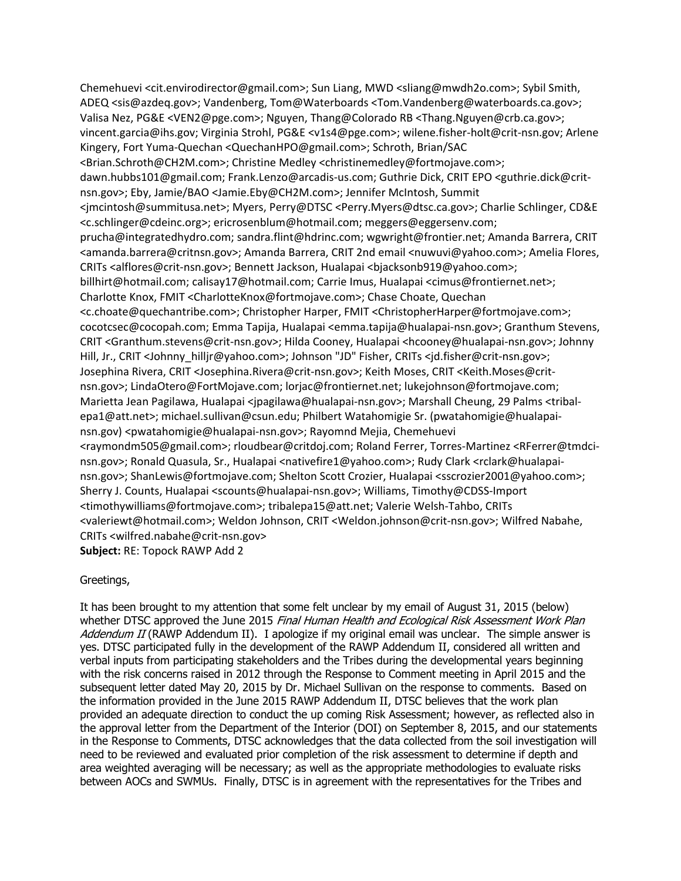Chemehuevi <cit.envirodirector@gmail.com>; Sun Liang, MWD <sliang@mwdh2o.com>; Sybil Smith, ADEQ <sis@azdeq.gov>; Vandenberg, Tom@Waterboards <Tom.Vandenberg@waterboards.ca.gov>; Valisa Nez, PG&E <VEN2@pge.com>; Nguyen, Thang@Colorado RB <Thang.Nguyen@crb.ca.gov>; vincent.garcia@ihs.gov; Virginia Strohl, PG&E <v1s4@pge.com>; wilene.fisher-holt@crit-nsn.gov; Arlene Kingery, Fort Yuma-Quechan <QuechanHPO@gmail.com>; Schroth, Brian/SAC <Brian.Schroth@CH2M.com>; Christine Medley <christinemedley@fortmojave.com>; dawn.hubbs101@gmail.com; Frank.Lenzo@arcadis-us.com; Guthrie Dick, CRIT EPO <guthrie.dick@crit-nsn.gov>; Eby, Jamie/BAO <Jamie.Eby@CH2M.com>; Jennifer McIntosh, Summit <jmcintosh@summitusa.net>; Myers, Perry@DTSC <Perry.Myers@dtsc.ca.gov>; Charlie Schlinger, CD&E <c.schlinger@cdeinc.org>; ericrosenblum@hotmail.com; meggers@eggersenv.com; prucha@integratedhydro.com; sandra.flint@hdrinc.com; wgwright@frontier.net; Amanda Barrera, CRIT <amanda.barrera@critnsn.gov>; Amanda Barrera, CRIT 2nd email <nuwuvi@yahoo.com>; Amelia Flores, CRITs <alflores@crit-nsn.gov>; Bennett Jackson, Hualapai <bjacksonb919@yahoo.com>; billhirt@hotmail.com; calisay17@hotmail.com; Carrie Imus, Hualapai <cimus@frontiernet.net>; Charlotte Knox, FMIT <CharlotteKnox@fortmojave.com>; Chase Choate, Quechan <c.choate@quechantribe.com>; Christopher Harper, FMIT <ChristopherHarper@fortmojave.com>; cocotcsec@cocopah.com; Emma Tapija, Hualapai <emma.tapija@hualapai-nsn.gov>; Granthum Stevens, CRIT <Granthum.stevens@crit-nsn.gov>; Hilda Cooney, Hualapai <hcooney@hualapai-nsn.gov>; Johnny Hill, Jr., CRIT <Johnny_hilljr@yahoo.com>; Johnson "JD" Fisher, CRITs <jd.fisher@crit-nsn.gov>; Josephina Rivera, CRIT <Josephina.Rivera@crit-nsn.gov>; Keith Moses, CRIT <Keith.Moses@crit-nsn.gov>; LindaOtero@FortMojave.com; lorjac@frontiernet.net; lukejohnson@fortmojave.com; Marietta Jean Pagilawa, Hualapai <jpagilawa@hualapai-nsn.gov>; Marshall Cheung, 29 Palms <tribal-epa1@att.net>; michael.sullivan@csun.edu; Philbert Watahomigie Sr. (pwatahomigie@hualapai-nsn.gov) <pwatahomigie@hualapai-nsn.gov>; Rayomnd Mejia, Chemehuevi <raymondm505@gmail.com>; rloudbear@critdoj.com; Roland Ferrer, Torres-Martinez <RFerrer@tmdci-nsn.gov>; Ronald Quasula, Sr., Hualapai <nativefire1@yahoo.com>; Rudy Clark <rclark@hualapai-nsn.gov>; ShanLewis@fortmojave.com; Shelton Scott Crozier, Hualapai <sscrozier2001@yahoo.com>; Sherry J. Counts, Hualapai <scounts@hualapai-nsn.gov>; Williams, Timothy@CDSS-Import <timothywilliams@fortmojave.com>; tribalepa15@att.net; Valerie Welsh-Tahbo, CRITs <valeriewt@hotmail.com>; Weldon Johnson, CRIT <Weldon.johnson@crit-nsn.gov>; Wilfred Nabahe, CRITs <wilfred.nabahe@crit-nsn.gov>
**Subject:** RE: Topock RAWP Add 2

Greetings,

It has been brought to my attention that some felt unclear by my email of August 31, 2015 (below) whether DTSC approved the June 2015 *Final Human Health and Ecological Risk Assessment Work Plan Addendum II* (RAWP Addendum II). I apologize if my original email was unclear. The simple answer is yes. DTSC participated fully in the development of the RAWP Addendum II, considered all written and verbal inputs from participating stakeholders and the Tribes during the developmental years beginning with the risk concerns raised in 2012 through the Response to Comment meeting in April 2015 and the subsequent letter dated May 20, 2015 by Dr. Michael Sullivan on the response to comments. Based on the information provided in the June 2015 RAWP Addendum II, DTSC believes that the work plan provided an adequate direction to conduct the up coming Risk Assessment; however, as reflected also in the approval letter from the Department of the Interior (DOI) on September 8, 2015, and our statements in the Response to Comments, DTSC acknowledges that the data collected from the soil investigation will need to be reviewed and evaluated prior completion of the risk assessment to determine if depth and area weighted averaging will be necessary; as well as the appropriate methodologies to evaluate risks between AOCs and SWMUs. Finally, DTSC is in agreement with the representatives for the Tribes and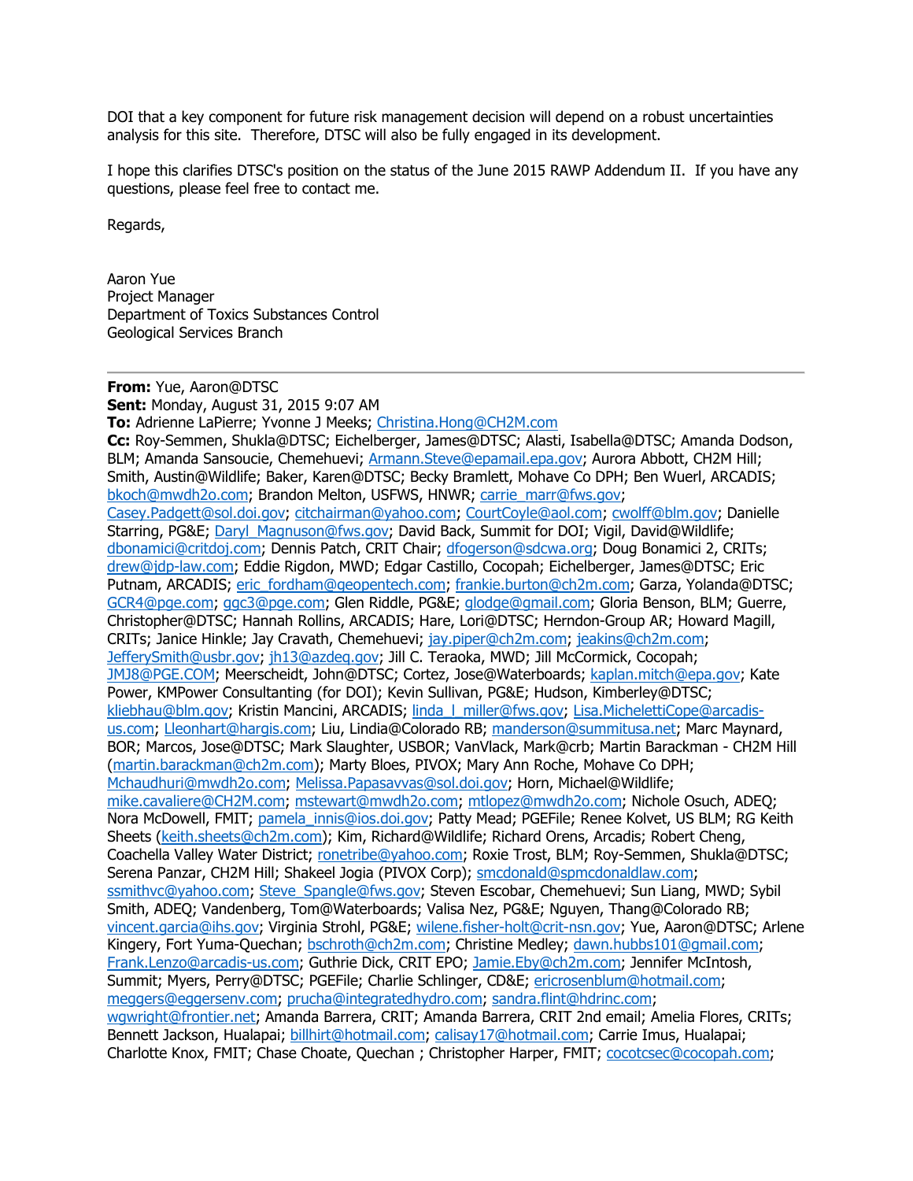DOI that a key component for future risk management decision will depend on a robust uncertainties analysis for this site. Therefore, DTSC will also be fully engaged in its development.

I hope this clarifies DTSC's position on the status of the June 2015 RAWP Addendum II. If you have any questions, please feel free to contact me.

Regards,

Aaron Yue
Project Manager
Department of Toxics Substances Control
Geological Services Branch

---

**From:** Yue, Aaron@DTSC
**Sent:** Monday, August 31, 2015 9:07 AM
**To:** Adrienne LaPierre; Yvonne J Meeks; Christina.Hong@CH2M.com
**Cc:** Roy-Semmen, Shukla@DTSC; Eichelberger, James@DTSC; Alasti, Isabella@DTSC; Amanda Dodson, BLM; Amanda Sansoucie, Chemehuevi; Armann.Steve@epamail.epa.gov; Aurora Abbott, CH2M Hill; Smith, Austin@Wildlife; Baker, Karen@DTSC; Becky Bramlett, Mohave Co DPH; Ben Wuerl, ARCADIS; bkoch@mwdh2o.com; Brandon Melton, USFWS, HNWR; carrie_marr@fws.gov; Casey.Padgett@sol.doi.gov; citchairman@yahoo.com; CourtCoyle@aol.com; cwolff@blm.gov; Danielle Starring, PG&E; Daryl_Magnuson@fws.gov; David Back, Summit for DOI; Vigil, David@Wildlife; dbonamici@critdoj.com; Dennis Patch, CRIT Chair; dfogerson@sdcwa.org; Doug Bonamici 2, CRITs; drew@jdp-law.com; Eddie Rigdon, MWD; Edgar Castillo, Cocopah; Eichelberger, James@DTSC; Eric Putnam, ARCADIS; eric_fordham@geopentech.com; frankie.burton@ch2m.com; Garza, Yolanda@DTSC; GCR4@pge.com; ggc3@pge.com; Glen Riddle, PG&E; glodge@gmail.com; Gloria Benson, BLM; Guerre, Christopher@DTSC; Hannah Rollins, ARCADIS; Hare, Lori@DTSC; Herndon-Group AR; Howard Magill, CRITs; Janice Hinkle; Jay Cravath, Chemehuevi; jay.piper@ch2m.com; jeakins@ch2m.com; JefferySmith@usbr.gov; jh13@azdeq.gov; Jill C. Teraoka, MWD; Jill McCormick, Cocopah; JMJ8@PGE.COM; Meerscheidt, John@DTSC; Cortez, Jose@Waterboards; kaplan.mitch@epa.gov; Kate Power, KMPower Consultanting (for DOI); Kevin Sullivan, PG&E; Hudson, Kimberley@DTSC; kliebhau@blm.gov; Kristin Mancini, ARCADIS; linda_l_miller@fws.gov; Lisa.MichelettiCope@arcadis-us.com; Lleonhart@hargis.com; Liu, Lindia@Colorado RB; manderson@summitusa.net; Marc Maynard, BOR; Marcos, Jose@DTSC; Mark Slaughter, USBOR; VanVlack, Mark@crb; Martin Barackman - CH2M Hill (martin.barackman@ch2m.com); Marty Bloes, PIVOX; Mary Ann Roche, Mohave Co DPH; Mchaudhuri@mwdh2o.com; Melissa.Papasavvas@sol.doi.gov; Horn, Michael@Wildlife; mike.cavaliere@CH2M.com; mstewart@mwdh2o.com; mtlopez@mwdh2o.com; Nichole Osuch, ADEQ; Nora McDowell, FMIT; pamela_innis@ios.doi.gov; Patty Mead; PGEFile; Renee Kolvet, US BLM; RG Keith Sheets (keith.sheets@ch2m.com); Kim, Richard@Wildlife; Richard Orens, Arcadis; Robert Cheng, Coachella Valley Water District; ronetribe@yahoo.com; Roxie Trost, BLM; Roy-Semmen, Shukla@DTSC; Serena Panzar, CH2M Hill; Shakeel Jogia (PIVOX Corp); smcdonald@spmcdonaldlaw.com; ssmithvc@yahoo.com; Steve_Spangle@fws.gov; Steven Escobar, Chemehuevi; Sun Liang, MWD; Sybil Smith, ADEQ; Vandenberg, Tom@Waterboards; Valisa Nez, PG&E; Nguyen, Thang@Colorado RB; vincent.garcia@ihs.gov; Virginia Strohl, PG&E; wilene.fisher-holt@crit-nsn.gov; Yue, Aaron@DTSC; Arlene Kingery, Fort Yuma-Quechan; bschroth@ch2m.com; Christine Medley; dawn.hubbs101@gmail.com; Frank.Lenzo@arcadis-us.com; Guthrie Dick, CRIT EPO; Jamie.Eby@ch2m.com; Jennifer McIntosh, Summit; Myers, Perry@DTSC; PGEFile; Charlie Schlinger, CD&E; ericrosenblum@hotmail.com; meggers@eggersenv.com; prucha@integratedhydro.com; sandra.flint@hdrinc.com; wgwright@frontier.net; Amanda Barrera, CRIT; Amanda Barrera, CRIT 2nd email; Amelia Flores, CRITs; Bennett Jackson, Hualapai; billhirt@hotmail.com; calisay17@hotmail.com; Carrie Imus, Hualapai; Charlotte Knox, FMIT; Chase Choate, Quechan ; Christopher Harper, FMIT; cocotcsec@cocopah.com;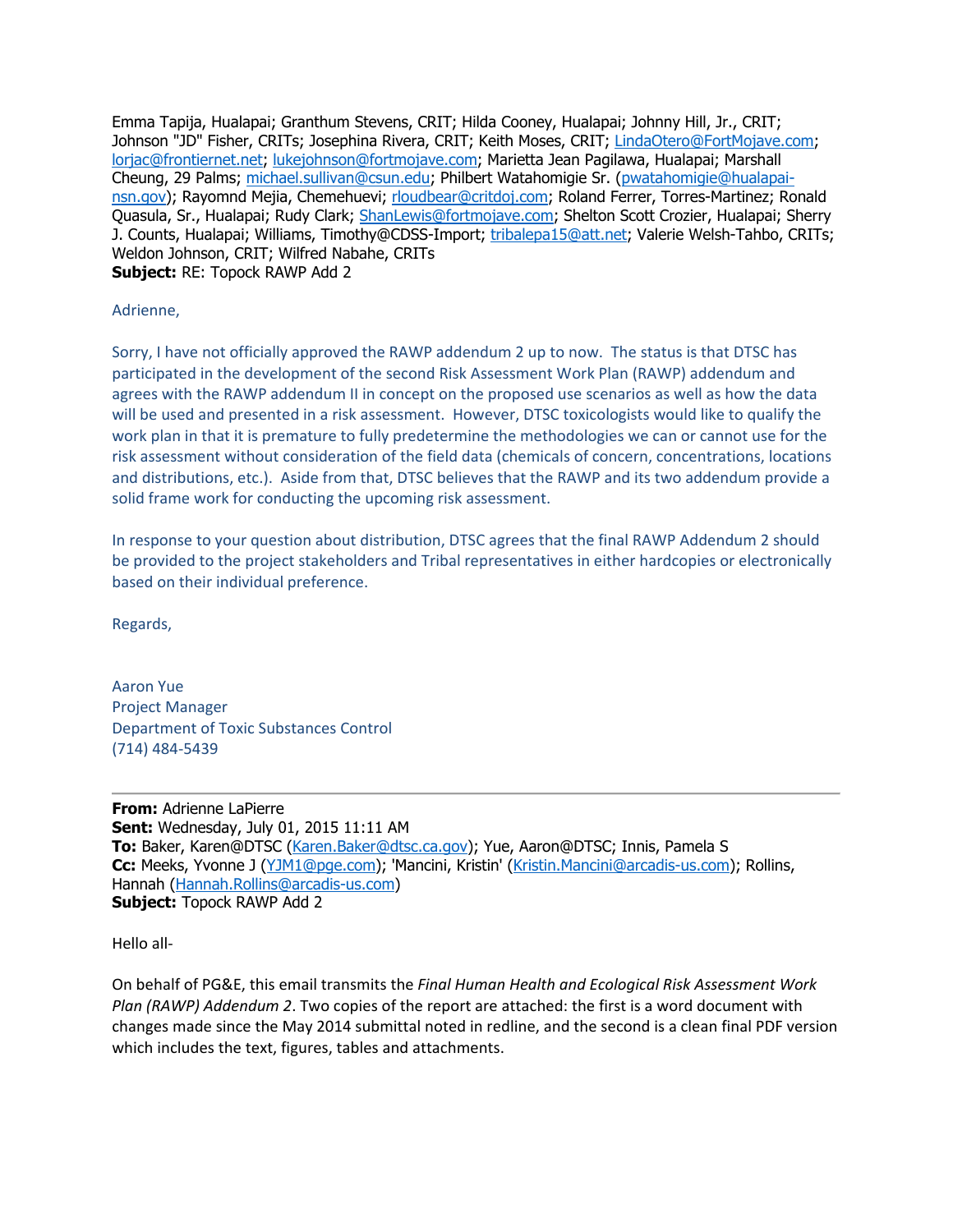Emma Tapija, Hualapai; Granthum Stevens, CRIT; Hilda Cooney, Hualapai; Johnny Hill, Jr., CRIT; Johnson "JD" Fisher, CRITs; Josephina Rivera, CRIT; Keith Moses, CRIT; LindaOtero@FortMojave.com; lorjac@frontiernet.net; lukejohnson@fortmojave.com; Marietta Jean Pagilawa, Hualapai; Marshall Cheung, 29 Palms; michael.sullivan@csun.edu; Philbert Watahomigie Sr. (pwatahomigie@hualapai-nsn.gov); Rayomnd Mejia, Chemehuevi; rloudbear@critdoj.com; Roland Ferrer, Torres-Martinez; Ronald Quasula, Sr., Hualapai; Rudy Clark; ShanLewis@fortmojave.com; Shelton Scott Crozier, Hualapai; Sherry J. Counts, Hualapai; Williams, Timothy@CDSS-Import; tribalepa15@att.net; Valerie Welsh-Tahbo, CRITs; Weldon Johnson, CRIT; Wilfred Nabahe, CRITs
**Subject:** RE: Topock RAWP Add 2

Adrienne,

Sorry, I have not officially approved the RAWP addendum 2 up to now. The status is that DTSC has participated in the development of the second Risk Assessment Work Plan (RAWP) addendum and agrees with the RAWP addendum II in concept on the proposed use scenarios as well as how the data will be used and presented in a risk assessment. However, DTSC toxicologists would like to qualify the work plan in that it is premature to fully predetermine the methodologies we can or cannot use for the risk assessment without consideration of the field data (chemicals of concern, concentrations, locations and distributions, etc.). Aside from that, DTSC believes that the RAWP and its two addendum provide a solid frame work for conducting the upcoming risk assessment.

In response to your question about distribution, DTSC agrees that the final RAWP Addendum 2 should be provided to the project stakeholders and Tribal representatives in either hardcopies or electronically based on their individual preference.

Regards,

Aaron Yue
Project Manager
Department of Toxic Substances Control
(714) 484-5439

---

**From:** Adrienne LaPierre
**Sent:** Wednesday, July 01, 2015 11:11 AM
**To:** Baker, Karen@DTSC (Karen.Baker@dtsc.ca.gov); Yue, Aaron@DTSC; Innis, Pamela S
**Cc:** Meeks, Yvonne J (YJM1@pge.com); 'Mancini, Kristin' (Kristin.Mancini@arcadis-us.com); Rollins, Hannah (Hannah.Rollins@arcadis-us.com)
**Subject:** Topock RAWP Add 2

Hello all-

On behalf of PG&E, this email transmits the *Final Human Health and Ecological Risk Assessment Work Plan (RAWP) Addendum 2*. Two copies of the report are attached: the first is a word document with changes made since the May 2014 submittal noted in redline, and the second is a clean final PDF version which includes the text, figures, tables and attachments.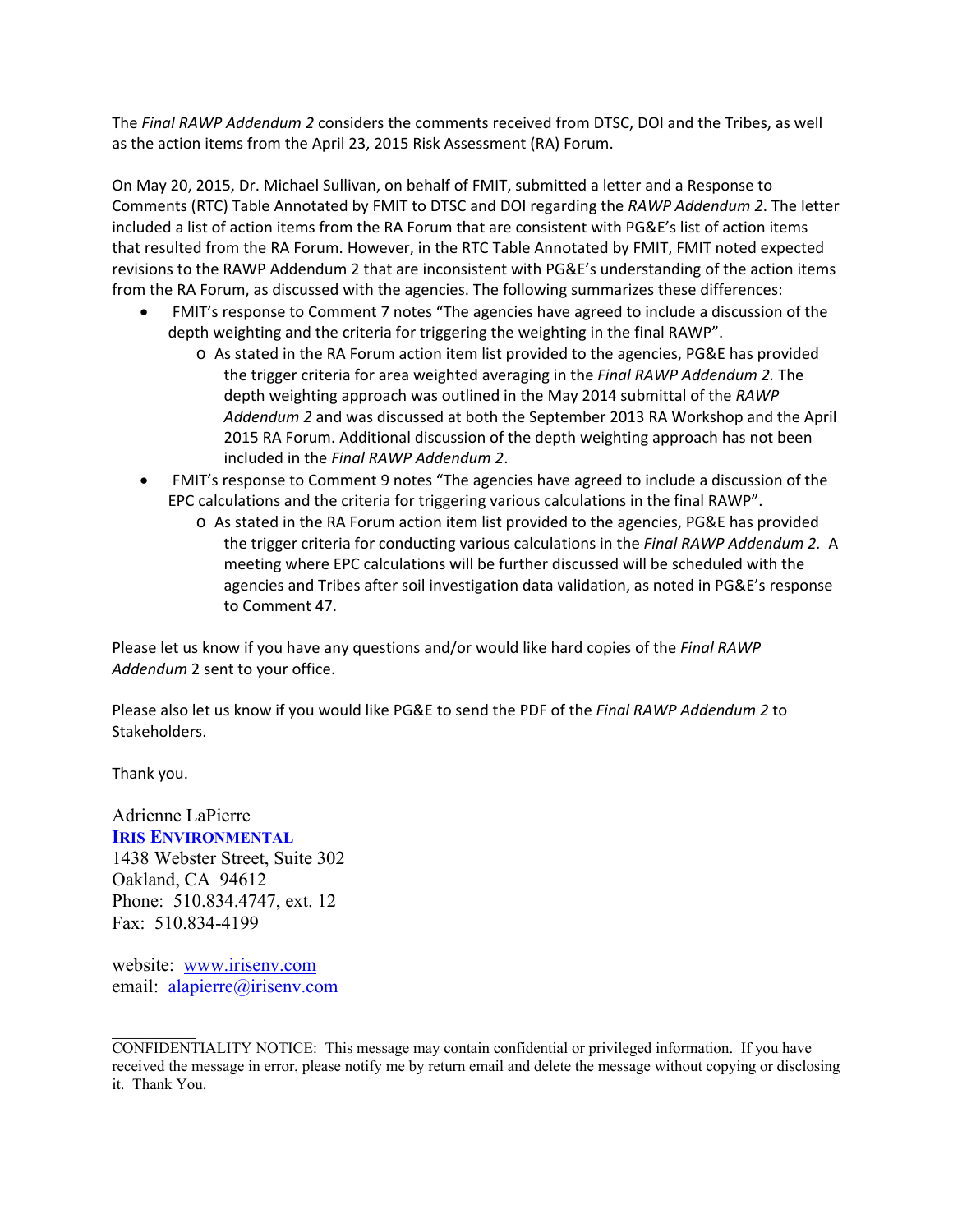The *Final RAWP Addendum 2* considers the comments received from DTSC, DOI and the Tribes, as well as the action items from the April 23, 2015 Risk Assessment (RA) Forum.

On May 20, 2015, Dr. Michael Sullivan, on behalf of FMIT, submitted a letter and a Response to Comments (RTC) Table Annotated by FMIT to DTSC and DOI regarding the *RAWP Addendum 2*. The letter included a list of action items from the RA Forum that are consistent with PG&E's list of action items that resulted from the RA Forum. However, in the RTC Table Annotated by FMIT, FMIT noted expected revisions to the RAWP Addendum 2 that are inconsistent with PG&E's understanding of the action items from the RA Forum, as discussed with the agencies. The following summarizes these differences:

- FMIT's response to Comment 7 notes "The agencies have agreed to include a discussion of the depth weighting and the criteria for triggering the weighting in the final RAWP".
  - As stated in the RA Forum action item list provided to the agencies, PG&E has provided the trigger criteria for area weighted averaging in the *Final RAWP Addendum 2.* The depth weighting approach was outlined in the May 2014 submittal of the *RAWP Addendum 2* and was discussed at both the September 2013 RA Workshop and the April 2015 RA Forum. Additional discussion of the depth weighting approach has not been included in the *Final RAWP Addendum 2*.
- FMIT's response to Comment 9 notes "The agencies have agreed to include a discussion of the EPC calculations and the criteria for triggering various calculations in the final RAWP".
  - As stated in the RA Forum action item list provided to the agencies, PG&E has provided the trigger criteria for conducting various calculations in the *Final RAWP Addendum 2.* A meeting where EPC calculations will be further discussed will be scheduled with the agencies and Tribes after soil investigation data validation, as noted in PG&E's response to Comment 47.

Please let us know if you have any questions and/or would like hard copies of the *Final RAWP Addendum* 2 sent to your office.

Please also let us know if you would like PG&E to send the PDF of the *Final RAWP Addendum 2* to Stakeholders.

Thank you.

Adrienne LaPierre
**IRIS ENVIRONMENTAL**
1438 Webster Street, Suite 302
Oakland, CA 94612
Phone: 510.834.4747, ext. 12
Fax: 510.834-4199

website: www.irisenv.com
email: alapierre@irisenv.com

---

CONFIDENTIALITY NOTICE: This message may contain confidential or privileged information. If you have received the message in error, please notify me by return email and delete the message without copying or disclosing it. Thank You.